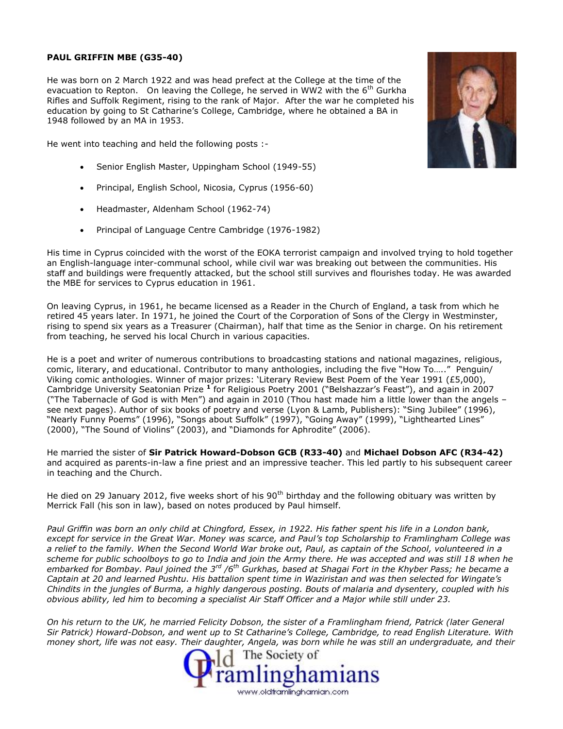**PAUL GRIFFIN MBE (G35-40)**

He was born on 2 March 1922 and was head prefect at the College at the time of the evacuation to Repton. On leaving the College, he served in WW2 with the 6th Gurkha Rifles and Suffolk Regiment, rising to the rank of Major. After the war he completed his education by going to St Catharine's College, Cambridge, where he obtained a BA in 1948 followed by an MA in 1953.

He went into teaching and held the following posts :-

- Senior English Master, Uppingham School (1949-55)
- Principal, English School, Nicosia, Cyprus (1956-60)
- Headmaster, Aldenham School (1962-74)
- Principal of Language Centre Cambridge (1976-1982)

His time in Cyprus coincided with the worst of the EOKA terrorist campaign and involved trying to hold together an English-language inter-communal school, while civil war was breaking out between the communities. His staff and buildings were frequently attacked, but the school still survives and flourishes today. He was awarded the MBE for services to Cyprus education in 1961.

On leaving Cyprus, in 1961, he became licensed as a Reader in the Church of England, a task from which he retired 45 years later. In 1971, he joined the Court of the Corporation of Sons of the Clergy in Westminster, rising to spend six years as a Treasurer (Chairman), half that time as the Senior in charge. On his retirement from teaching, he served his local Church in various capacities.

He is a poet and writer of numerous contributions to broadcasting stations and national magazines, religious, comic, literary, and educational. Contributor to many anthologies, including the five "How To….." Penguin/ Viking comic anthologies. Winner of major prizes: 'Literary Review Best Poem of the Year 1991 (£5,000), Cambridge University Seatonian Prize [1] for Religious Poetry 2001 ("Belshazzar's Feast"), and again in 2007 ("The Tabernacle of God is with Men") and again in 2010 (Thou hast made him a little lower than the angels – see next pages). Author of six books of poetry and verse (Lyon & Lamb, Publishers): "Sing Jubilee" (1996), "Nearly Funny Poems" (1996), "Songs about Suffolk" (1997), "Going Away" (1999), "Lighthearted Lines" (2000), "The Sound of Violins" (2003), and "Diamonds for Aphrodite" (2006).

He married the sister of **Sir Patrick Howard-Dobson GCB (R33-40)** and **Michael Dobson AFC (R34-42)** and acquired as parents-in-law a fine priest and an impressive teacher. This led partly to his subsequent career in teaching and the Church.

He died on 29 January 2012, five weeks short of his 90th birthday and the following obituary was written by Merrick Fall (his son in law), based on notes produced by Paul himself.

*Paul Griffin was born an only child at Chingford, Essex, in 1922. His father spent his life in a London bank, except for service in the Great War. Money was scarce, and Paul's top Scholarship to Framlingham College was a relief to the family. When the Second World War broke out, Paul, as captain of the School, volunteered in a scheme for public schoolboys to go to India and join the Army there. He was accepted and was still 18 when he embarked for Bombay. Paul joined the 3rd /6th Gurkhas, based at Shagai Fort in the Khyber Pass; he became a Captain at 20 and learned Pushtu. His battalion spent time in Waziristan and was then selected for Wingate's Chindits in the jungles of Burma, a highly dangerous posting. Bouts of malaria and dysentery, coupled with his obvious ability, led him to becoming a specialist Air Staff Officer and a Major while still under 23.*

*On his return to the UK, he married Felicity Dobson, the sister of a Framlingham friend, Patrick (later General Sir Patrick) Howard-Dobson, and went up to St Catharine's College, Cambridge, to read English Literature. With money short, life was not easy. Their daughter, Angela, was born while he was still an undergraduate, and their*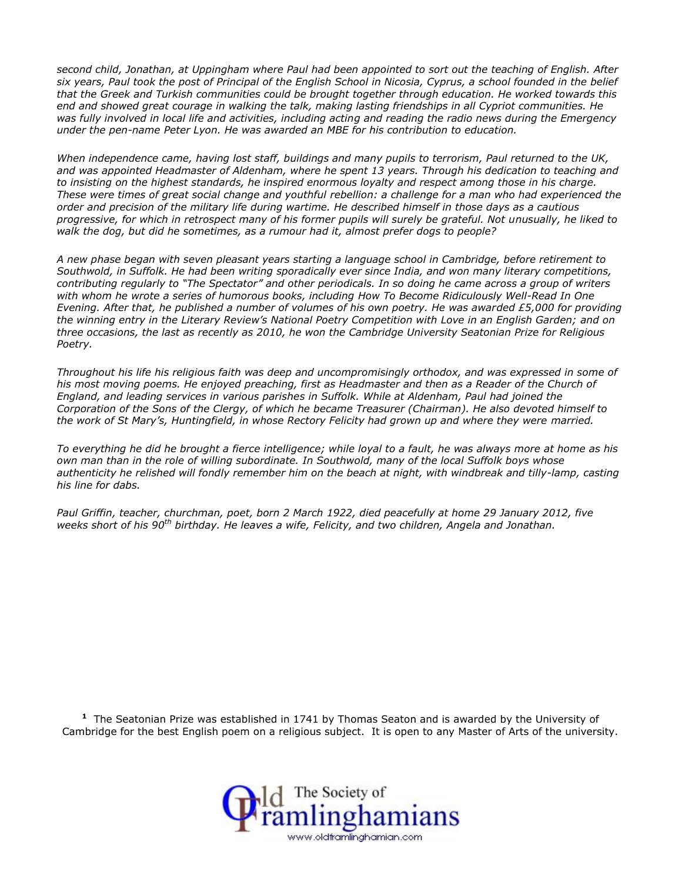*second child, Jonathan, at Uppingham where Paul had been appointed to sort out the teaching of English. After six years, Paul took the post of Principal of the English School in Nicosia, Cyprus, a school founded in the belief that the Greek and Turkish communities could be brought together through education. He worked towards this end and showed great courage in walking the talk, making lasting friendships in all Cypriot communities. He was fully involved in local life and activities, including acting and reading the radio news during the Emergency under the pen-name Peter Lyon. He was awarded an MBE for his contribution to education.*

*When independence came, having lost staff, buildings and many pupils to terrorism, Paul returned to the UK, and was appointed Headmaster of Aldenham, where he spent 13 years. Through his dedication to teaching and to insisting on the highest standards, he inspired enormous loyalty and respect among those in his charge. These were times of great social change and youthful rebellion: a challenge for a man who had experienced the order and precision of the military life during wartime. He described himself in those days as a cautious progressive, for which in retrospect many of his former pupils will surely be grateful. Not unusually, he liked to walk the dog, but did he sometimes, as a rumour had it, almost prefer dogs to people?*

*A new phase began with seven pleasant years starting a language school in Cambridge, before retirement to Southwold, in Suffolk. He had been writing sporadically ever since India, and won many literary competitions, contributing regularly to "The Spectator" and other periodicals. In so doing he came across a group of writers with whom he wrote a series of humorous books, including How To Become Ridiculously Well-Read In One Evening. After that, he published a number of volumes of his own poetry. He was awarded £5,000 for providing the winning entry in the Literary Review's National Poetry Competition with Love in an English Garden; and on three occasions, the last as recently as 2010, he won the Cambridge University Seatonian Prize for Religious Poetry.*

*Throughout his life his religious faith was deep and uncompromisingly orthodox, and was expressed in some of his most moving poems. He enjoyed preaching, first as Headmaster and then as a Reader of the Church of England, and leading services in various parishes in Suffolk. While at Aldenham, Paul had joined the Corporation of the Sons of the Clergy, of which he became Treasurer (Chairman). He also devoted himself to the work of St Mary's, Huntingfield, in whose Rectory Felicity had grown up and where they were married.*

*To everything he did he brought a fierce intelligence; while loyal to a fault, he was always more at home as his own man than in the role of willing subordinate. In Southwold, many of the local Suffolk boys whose authenticity he relished will fondly remember him on the beach at night, with windbreak and tilly-lamp, casting his line for dabs.*

*Paul Griffin, teacher, churchman, poet, born 2 March 1922, died peacefully at home 29 January 2012, five weeks short of his 90th birthday. He leaves a wife, Felicity, and two children, Angela and Jonathan.*

[1] The Seatonian Prize was established in 1741 by Thomas Seaton and is awarded by the University of Cambridge for the best English poem on a religious subject. It is open to any Master of Arts of the university.

Old Framlinghamians The Society of
www.oldframlinghamian.com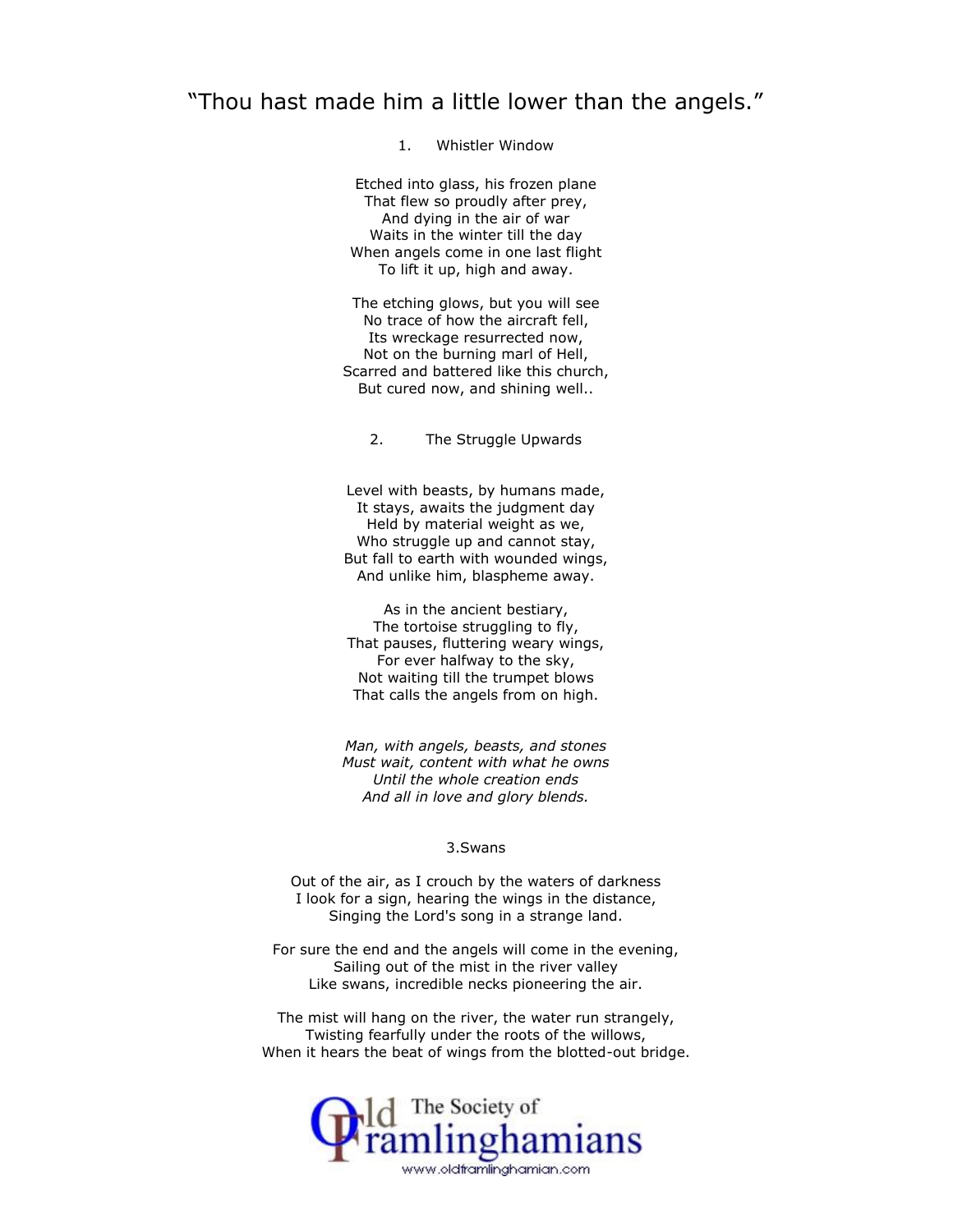# "Thou hast made him a little lower than the angels."

## 1. Whistler Window

Etched into glass, his frozen plane  
That flew so proudly after prey,  
And dying in the air of war  
Waits in the winter till the day  
When angels come in one last flight  
To lift it up, high and away.

The etching glows, but you will see  
No trace of how the aircraft fell,  
Its wreckage resurrected now,  
Not on the burning marl of Hell,  
Scarred and battered like this church,  
But cured now, and shining well..

## 2. The Struggle Upwards

Level with beasts, by humans made,  
It stays, awaits the judgment day  
Held by material weight as we,  
Who struggle up and cannot stay,  
But fall to earth with wounded wings,  
And unlike him, blaspheme away.

As in the ancient bestiary,  
The tortoise struggling to fly,  
That pauses, fluttering weary wings,  
For ever halfway to the sky,  
Not waiting till the trumpet blows  
That calls the angels from on high.

*Man, with angels, beasts, and stones*  
*Must wait, content with what he owns*  
*Until the whole creation ends*  
*And all in love and glory blends.*

## 3.Swans

Out of the air, as I crouch by the waters of darkness  
I look for a sign, hearing the wings in the distance,  
Singing the Lord's song in a strange land.

For sure the end and the angels will come in the evening,  
Sailing out of the mist in the river valley  
Like swans, incredible necks pioneering the air.

The mist will hang on the river, the water run strangely,  
Twisting fearfully under the roots of the willows,  
When it hears the beat of wings from the blotted-out bridge.

The Society of Old Framlinghamians  
www.oldframlinghamian.com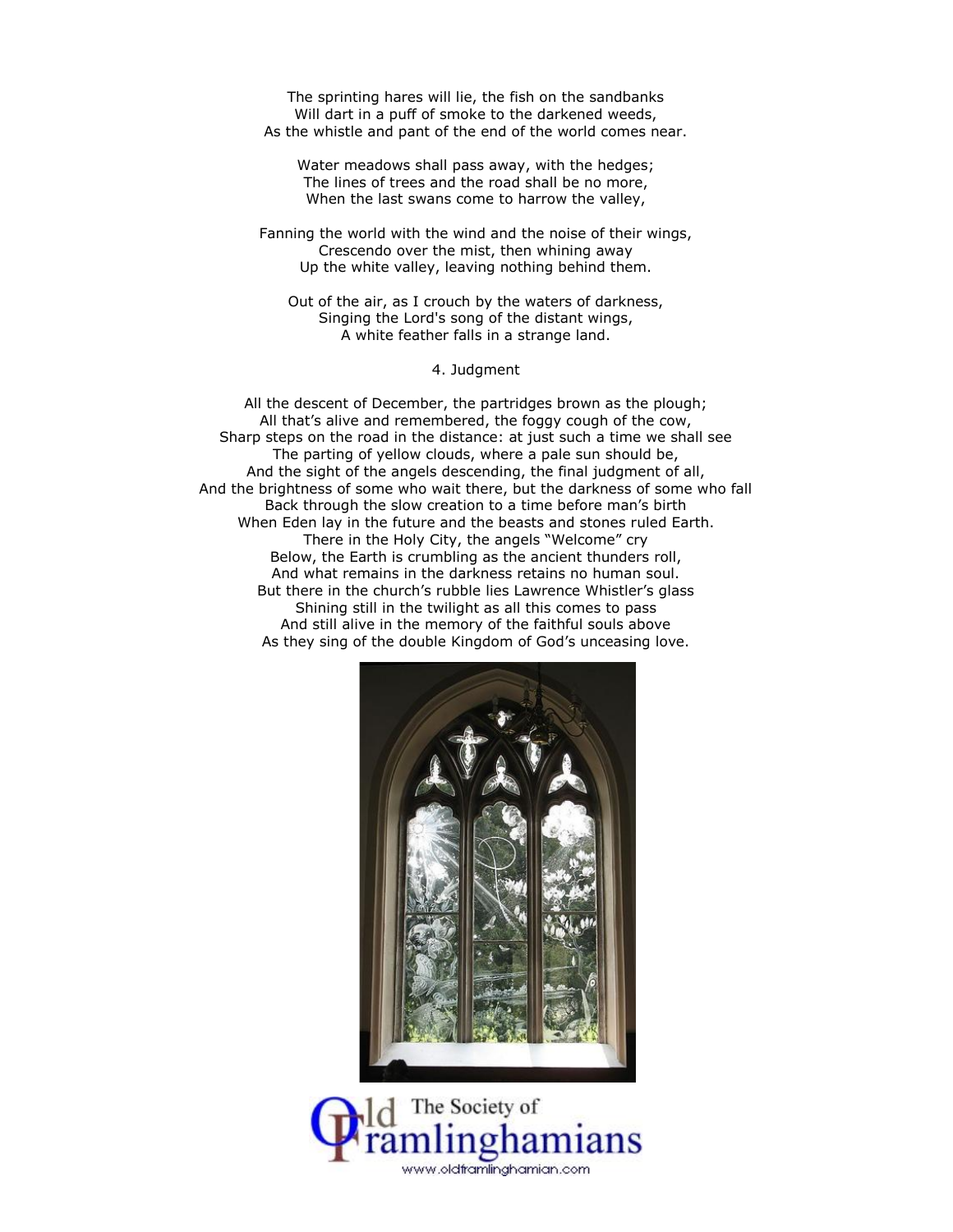The sprinting hares will lie, the fish on the sandbanks
Will dart in a puff of smoke to the darkened weeds,
As the whistle and pant of the end of the world comes near.

Water meadows shall pass away, with the hedges;
The lines of trees and the road shall be no more,
When the last swans come to harrow the valley,

Fanning the world with the wind and the noise of their wings,
Crescendo over the mist, then whining away
Up the white valley, leaving nothing behind them.

Out of the air, as I crouch by the waters of darkness,
Singing the Lord's song of the distant wings,
A white feather falls in a strange land.

## 4. Judgment

All the descent of December, the partridges brown as the plough;
All that's alive and remembered, the foggy cough of the cow,
Sharp steps on the road in the distance: at just such a time we shall see
The parting of yellow clouds, where a pale sun should be,
And the sight of the angels descending, the final judgment of all,
And the brightness of some who wait there, but the darkness of some who fall
Back through the slow creation to a time before man's birth
When Eden lay in the future and the beasts and stones ruled Earth.
There in the Holy City, the angels "Welcome" cry
Below, the Earth is crumbling as the ancient thunders roll,
And what remains in the darkness retains no human soul.
But there in the church's rubble lies Lawrence Whistler's glass
Shining still in the twilight as all this comes to pass
And still alive in the memory of the faithful souls above
As they sing of the double Kingdom of God's unceasing love.

The Society of Old Framlinghamians
www.oldframlinghamian.com